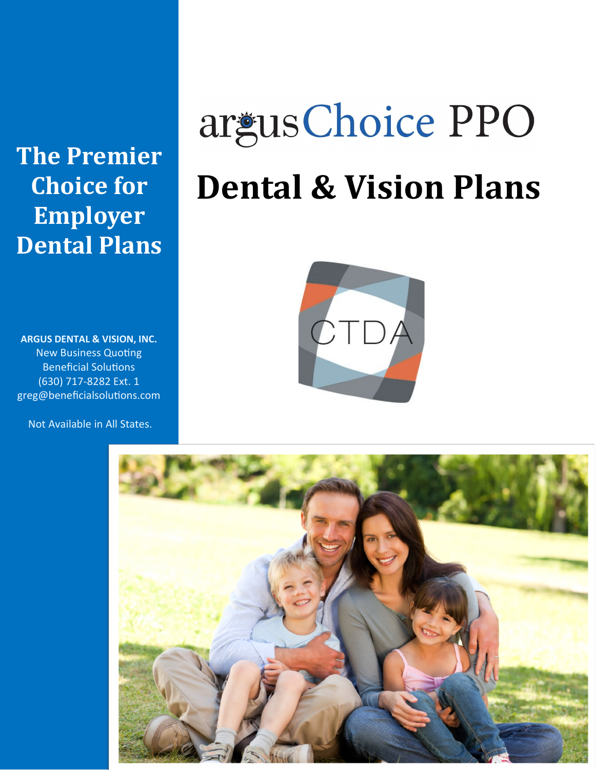# argusChoice PPO

# Dental & Vision Plans

CTDA

## The Premier Choice for Employer Dental Plans

**ARGUS DENTAL & VISION, INC.**
New Business Quoting
Beneficial Solutions
(630) 717-8282 Ext. 1
greg@beneficialsolutions.com

Not Available in All States.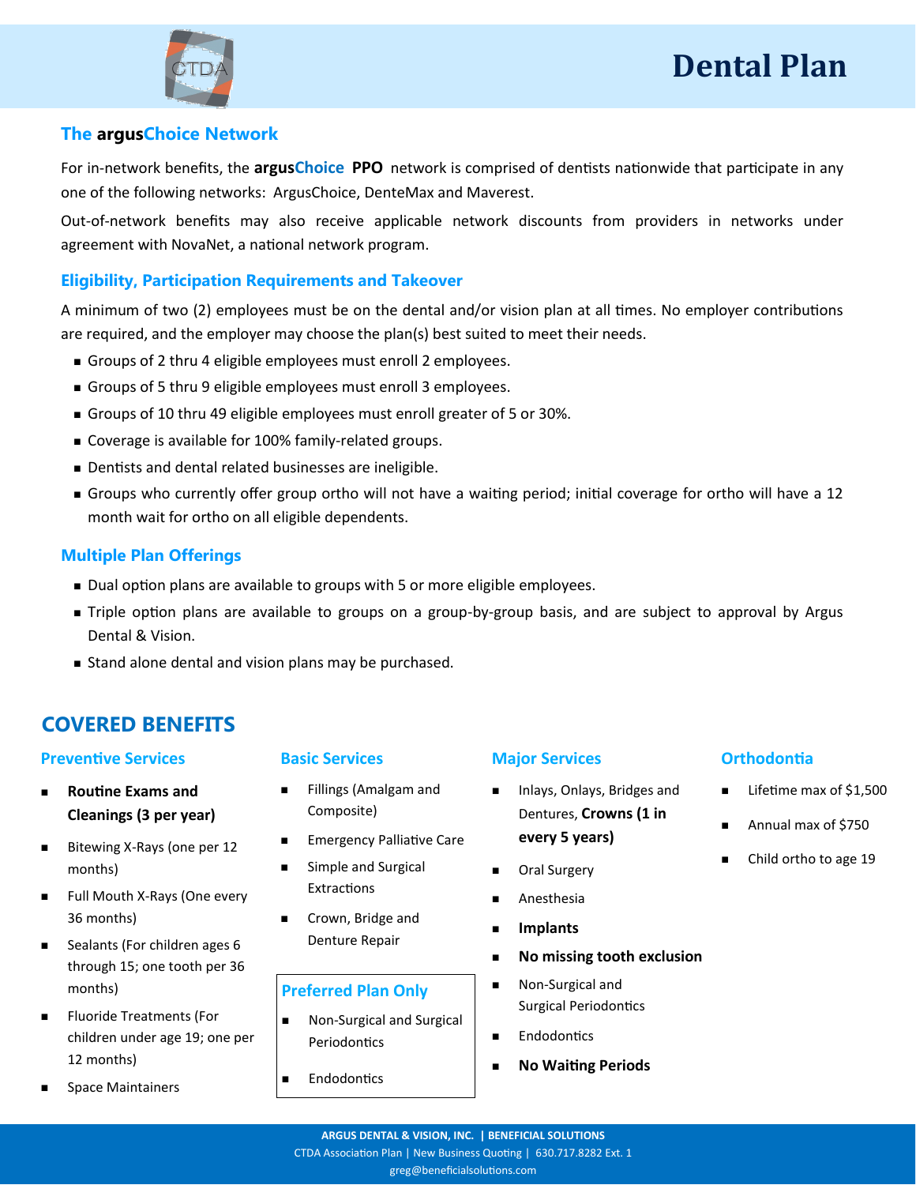# Dental Plan

## The argusChoice Network

For in-network benefits, the **argusChoice PPO** network is comprised of dentists nationwide that participate in any one of the following networks: ArgusChoice, DenteMax and Maverest.

Out-of-network benefits may also receive applicable network discounts from providers in networks under agreement with NovaNet, a national network program.

## Eligibility, Participation Requirements and Takeover

A minimum of two (2) employees must be on the dental and/or vision plan at all times. No employer contributions are required, and the employer may choose the plan(s) best suited to meet their needs.

- Groups of 2 thru 4 eligible employees must enroll 2 employees.
- Groups of 5 thru 9 eligible employees must enroll 3 employees.
- Groups of 10 thru 49 eligible employees must enroll greater of 5 or 30%.
- Coverage is available for 100% family-related groups.
- Dentists and dental related businesses are ineligible.
- Groups who currently offer group ortho will not have a waiting period; initial coverage for ortho will have a 12 month wait for ortho on all eligible dependents.

## Multiple Plan Offerings

- Dual option plans are available to groups with 5 or more eligible employees.
- Triple option plans are available to groups on a group-by-group basis, and are subject to approval by Argus Dental & Vision.
- Stand alone dental and vision plans may be purchased.

## COVERED BENEFITS

### Preventive Services

- **Routine Exams and Cleanings (3 per year)**
- Bitewing X-Rays (one per 12 months)
- Full Mouth X-Rays (One every 36 months)
- Sealants (For children ages 6 through 15; one tooth per 36 months)
- Fluoride Treatments (For children under age 19; one per 12 months)
- Space Maintainers

### Basic Services

- Fillings (Amalgam and Composite)
- Emergency Palliative Care
- Simple and Surgical Extractions
- Crown, Bridge and Denture Repair

#### Preferred Plan Only

- Non-Surgical and Surgical Periodontics
- Endodontics

### Major Services

- Inlays, Onlays, Bridges and Dentures, **Crowns (1 in every 5 years)**
- Oral Surgery
- Anesthesia
- **Implants**
- **No missing tooth exclusion**
- Non-Surgical and Surgical Periodontics
- Endodontics
- **No Waiting Periods**

### Orthodontia

- Lifetime max of $1,500
- Annual max of $750
- Child ortho to age 19

**ARGUS DENTAL & VISION, INC. | BENEFICIAL SOLUTIONS**
CTDA Association Plan | New Business Quoting | 630.717.8282 Ext. 1
greg@beneficialsolutions.com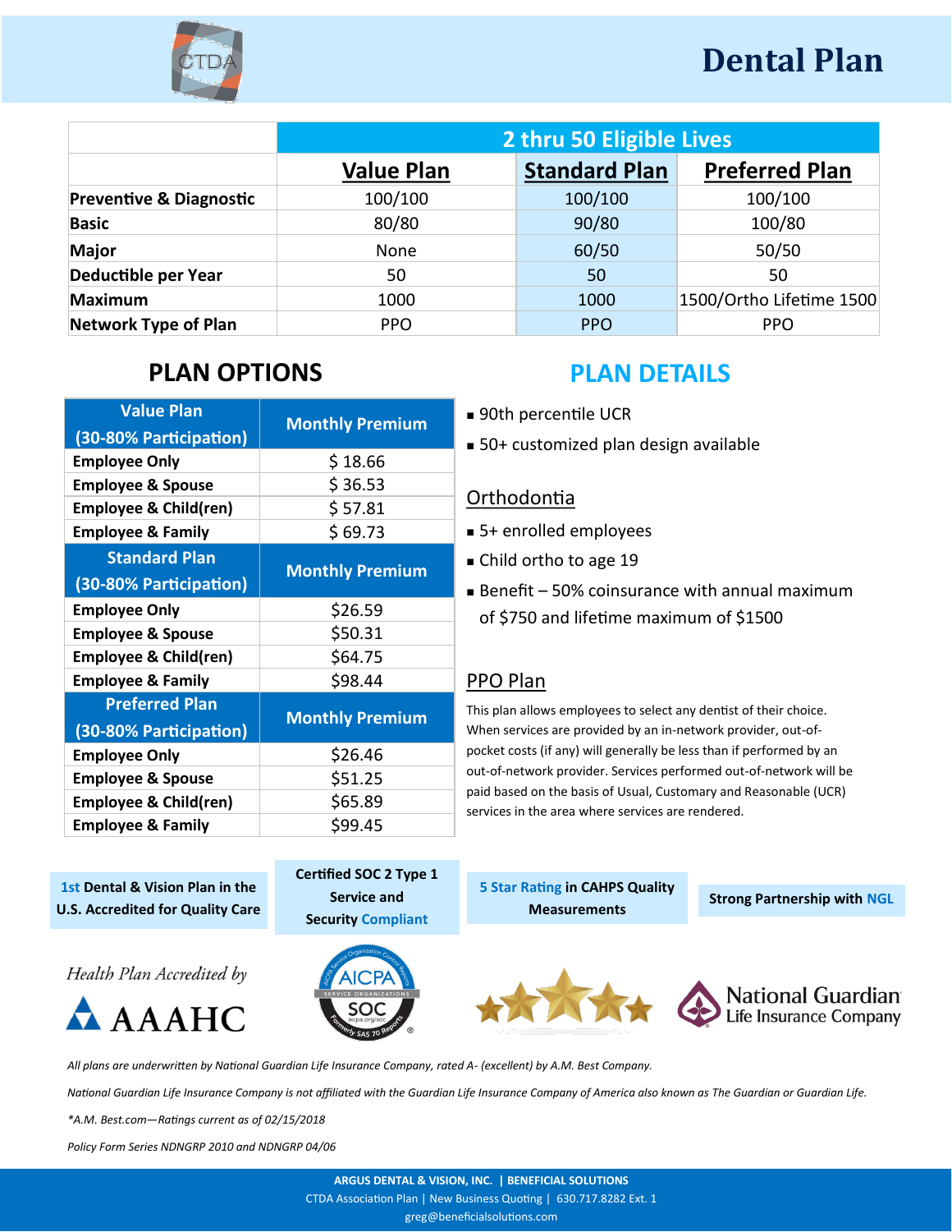# Dental Plan

| | 2 thru 50 Eligible Lives | | |
|---|---|---|---|
| | **Value Plan** | **Standard Plan** | **Preferred Plan** |
| **Preventive & Diagnostic** | 100/100 | 100/100 | 100/100 |
| **Basic** | 80/80 | 90/80 | 100/80 |
| **Major** | None | 60/50 | 50/50 |
| **Deductible per Year** | 50 | 50 | 50 |
| **Maximum** | 1000 | 1000 | 1500/Ortho Lifetime 1500 |
| **Network Type of Plan** | PPO | PPO | PPO |

## PLAN OPTIONS

| Value Plan (30-80% Participation) | Monthly Premium |
|---|---|
| **Employee Only** | $ 18.66 |
| **Employee & Spouse** | $ 36.53 |
| **Employee & Child(ren)** | $ 57.81 |
| **Employee & Family** | $ 69.73 |
| **Standard Plan (30-80% Participation)** | **Monthly Premium** |
| **Employee Only** | $26.59 |
| **Employee & Spouse** | $50.31 |
| **Employee & Child(ren)** | $64.75 |
| **Employee & Family** | $98.44 |
| **Preferred Plan (30-80% Participation)** | **Monthly Premium** |
| **Employee Only** | $26.46 |
| **Employee & Spouse** | $51.25 |
| **Employee & Child(ren)** | $65.89 |
| **Employee & Family** | $99.45 |

## PLAN DETAILS

- 90th percentile UCR
- 50+ customized plan design available

### Orthodontia

- 5+ enrolled employees
- Child ortho to age 19
- Benefit – 50% coinsurance with annual maximum of $750 and lifetime maximum of $1500

### PPO Plan

This plan allows employees to select any dentist of their choice. When services are provided by an in-network provider, out-of-pocket costs (if any) will generally be less than if performed by an out-of-network provider. Services performed out-of-network will be paid based on the basis of Usual, Customary and Reasonable (UCR) services in the area where services are rendered.

**1st Dental & Vision Plan in the U.S. Accredited for Quality Care**

**Certified SOC 2 Type 1 Service and Security Compliant**

**5 Star Rating in CAHPS Quality Measurements**

**Strong Partnership with NGL**

*Health Plan Accredited by* AAAHC

AICPA SOC

National Guardian Life Insurance Company

*All plans are underwritten by National Guardian Life Insurance Company, rated A- (excellent) by A.M. Best Company.*

*National Guardian Life Insurance Company is not affiliated with the Guardian Life Insurance Company of America also known as The Guardian or Guardian Life.*

*\*A.M. Best.com—Ratings current as of 02/15/2018*

*Policy Form Series NDNGRP 2010 and NDNGRP 04/06*

**ARGUS DENTAL & VISION, INC. | BENEFICIAL SOLUTIONS**
CTDA Association Plan | New Business Quoting | 630.717.8282 Ext. 1
greg@beneficialsolutions.com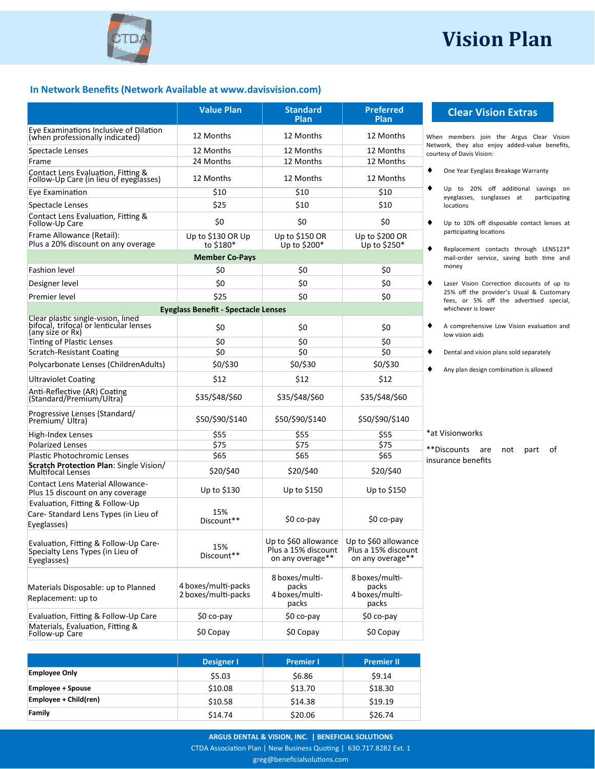# Vision Plan

## In Network Benefits (Network Available at www.davisvision.com)

| | Value Plan | Standard Plan | Preferred Plan |
|---|---|---|---|
| Eye Examinations Inclusive of Dilation (when professionally indicated) | 12 Months | 12 Months | 12 Months |
| Spectacle Lenses | 12 Months | 12 Months | 12 Months |
| Frame | 24 Months | 12 Months | 12 Months |
| Contact Lens Evaluation, Fitting & Follow-Up Care (in lieu of eyeglasses) | 12 Months | 12 Months | 12 Months |
| Eye Examination | $10 | $10 | $10 |
| Spectacle Lenses | $25 | $10 | $10 |
| Contact Lens Evaluation, Fitting & Follow-Up Care | $0 | $0 | $0 |
| Frame Allowance (Retail): Plus a 20% discount on any overage | Up to $130 OR Up to $180* | Up to $150 OR Up to $200* | Up to $200 OR Up to $250* |
| **Member Co-Pays** | | | |
| Fashion level | $0 | $0 | $0 |
| Designer level | $0 | $0 | $0 |
| Premier level | $25 | $0 | $0 |
| **Eyeglass Benefit - Spectacle Lenses** | | | |
| Clear plastic single-vision, lined bifocal, trifocal or lenticular lenses (any size or Rx) | $0 | $0 | $0 |
| Tinting of Plastic Lenses | $0 | $0 | $0 |
| Scratch-Resistant Coating | $0 | $0 | $0 |
| Polycarbonate Lenses (ChildrenAdults) | $0/$30 | $0/$30 | $0/$30 |
| Ultraviolet Coating | $12 | $12 | $12 |
| Anti-Reflective (AR) Coating (Standard/Premium/Ultra) | $35/$48/$60 | $35/$48/$60 | $35/$48/$60 |
| Progressive Lenses (Standard/ Premium/ Ultra) | $50/$90/$140 | $50/$90/$140 | $50/$90/$140 |
| High-Index Lenses | $55 | $55 | $55 |
| Polarized Lenses | $75 | $75 | $75 |
| Plastic Photochromic Lenses | $65 | $65 | $65 |
| **Scratch Protection Plan**: Single Vision/ Multifocal Lenses | $20/$40 | $20/$40 | $20/$40 |
| Contact Lens Material Allowance- Plus 15 discount on any coverage | Up to $130 | Up to $150 | Up to $150 |
| Evaluation, Fitting & Follow-Up Care- Standard Lens Types (in Lieu of Eyeglasses) | 15% Discount** | $0 co-pay | $0 co-pay |
| Evaluation, Fitting & Follow-Up Care- Specialty Lens Types (in Lieu of Eyeglasses) | 15% Discount** | Up to $60 allowance Plus a 15% discount on any overage** | Up to $60 allowance Plus a 15% discount on any overage** |
| Materials Disposable: up to Planned Replacement: up to | 4 boxes/multi-packs 2 boxes/multi-packs | 8 boxes/multi-packs 4 boxes/multi-packs | 8 boxes/multi-packs 4 boxes/multi-packs |
| Evaluation, Fitting & Follow-Up Care | $0 co-pay | $0 co-pay | $0 co-pay |
| Materials, Evaluation, Fitting & Follow-up Care | $0 Copay | $0 Copay | $0 Copay |

## Clear Vision Extras

When members join the Argus Clear Vision Network, they also enjoy added-value benefits, courtesy of Davis Vision:

- One Year Eyeglass Breakage Warranty
- Up to 20% off additional savings on eyeglasses, sunglasses at participating locations
- Up to 10% off disposable contact lenses at participating locations
- Replacement contacts through LENS123® mail-order service, saving both time and money
- Laser Vision Correction discounts of up to 25% off the provider's Usual & Customary fees, or 5% off the advertised special, whichever is lower
- A comprehensive Low Vision evaluation and low vision aids
- Dental and vision plans sold separately
- Any plan design combination is allowed

*at Visionworks

**Discounts are not part of insurance benefits

| | Designer I | Premier I | Premier II |
|---|---|---|---|
| **Employee Only** | $5.03 | $6.86 | $9.14 |
| **Employee + Spouse** | $10.08 | $13.70 | $18.30 |
| **Employee + Child(ren)** | $10.58 | $14.38 | $19.19 |
| **Family** | $14.74 | $20.06 | $26.74 |

**ARGUS DENTAL & VISION, INC. | BENEFICIAL SOLUTIONS**

CTDA Association Plan | New Business Quoting | 630.717.8282 Ext. 1

greg@beneficialsolutions.com